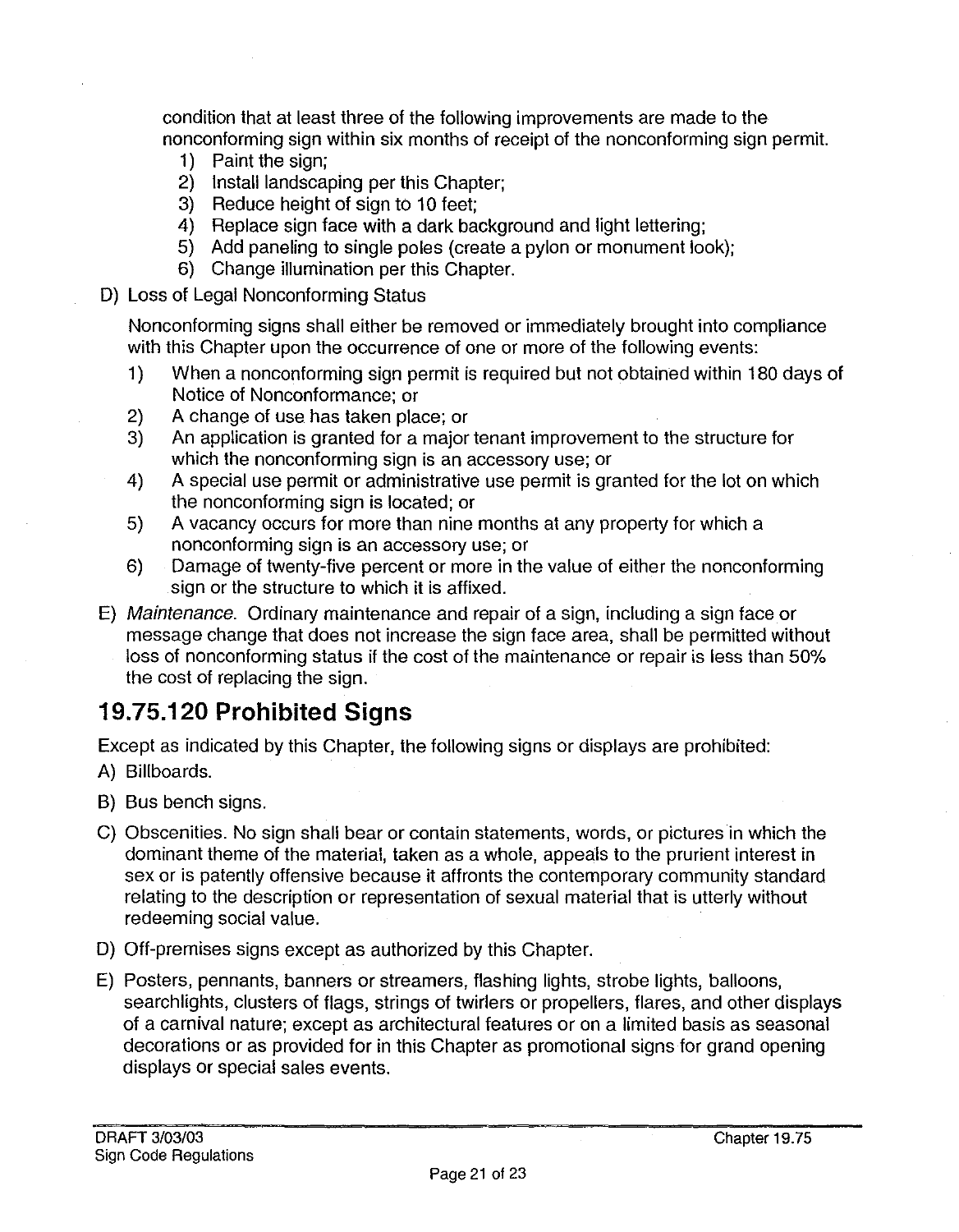condition that at least three of the following improvements are made to the nonconforming sign within six months of receipt of the nonconforming sign permit.

1) Paint the sign;
2) Install landscaping per this Chapter;
3) Reduce height of sign to 10 feet;
4) Replace sign face with a dark background and light lettering;
5) Add paneling to single poles (create a pylon or monument look);
6) Change illumination per this Chapter.

D) Loss of Legal Nonconforming Status

Nonconforming signs shall either be removed or immediately brought into compliance with this Chapter upon the occurrence of one or more of the following events:

1) When a nonconforming sign permit is required but not obtained within 180 days of Notice of Nonconformance; or
2) A change of use has taken place; or
3) An application is granted for a major tenant improvement to the structure for which the nonconforming sign is an accessory use; or
4) A special use permit or administrative use permit is granted for the lot on which the nonconforming sign is located; or
5) A vacancy occurs for more than nine months at any property for which a nonconforming sign is an accessory use; or
6) Damage of twenty-five percent or more in the value of either the nonconforming sign or the structure to which it is affixed.

E) *Maintenance*. Ordinary maintenance and repair of a sign, including a sign face or message change that does not increase the sign face area, shall be permitted without loss of nonconforming status if the cost of the maintenance or repair is less than 50% the cost of replacing the sign.

## 19.75.120 Prohibited Signs

Except as indicated by this Chapter, the following signs or displays are prohibited:

A) Billboards.

B) Bus bench signs.

C) Obscenities. No sign shall bear or contain statements, words, or pictures in which the dominant theme of the material, taken as a whole, appeals to the prurient interest in sex or is patently offensive because it affronts the contemporary community standard relating to the description or representation of sexual material that is utterly without redeeming social value.

D) Off-premises signs except as authorized by this Chapter.

E) Posters, pennants, banners or streamers, flashing lights, strobe lights, balloons, searchlights, clusters of flags, strings of twirlers or propellers, flares, and other displays of a carnival nature; except as architectural features or on a limited basis as seasonal decorations or as provided for in this Chapter as promotional signs for grand opening displays or special sales events.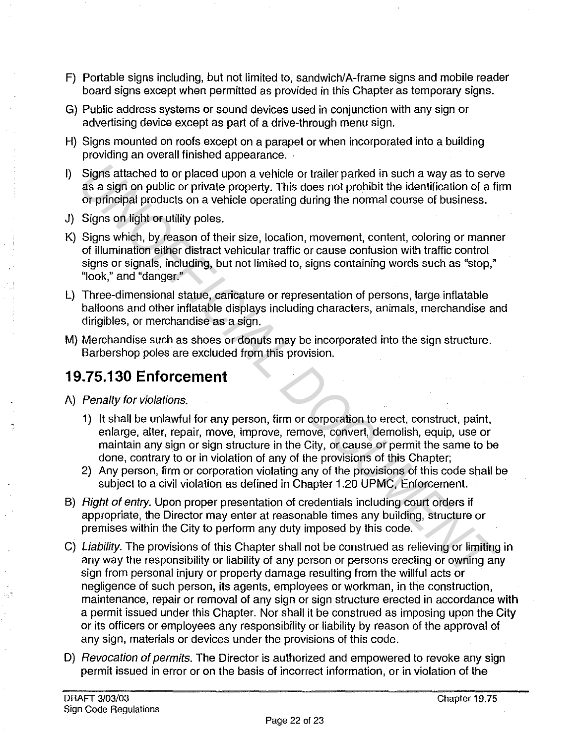F) Portable signs including, but not limited to, sandwich/A-frame signs and mobile reader board signs except when permitted as provided in this Chapter as temporary signs.

G) Public address systems or sound devices used in conjunction with any sign or advertising device except as part of a drive-through menu sign.

H) Signs mounted on roofs except on a parapet or when incorporated into a building providing an overall finished appearance.

I) Signs attached to or placed upon a vehicle or trailer parked in such a way as to serve as a sign on public or private property. This does not prohibit the identification of a firm or principal products on a vehicle operating during the normal course of business.

J) Signs on light or utility poles.

K) Signs which, by reason of their size, location, movement, content, coloring or manner of illumination either distract vehicular traffic or cause confusion with traffic control signs or signals, including, but not limited to, signs containing words such as "stop," "look," and "danger."

L) Three-dimensional statue, caricature or representation of persons, large inflatable balloons and other inflatable displays including characters, animals, merchandise and dirigibles, or merchandise as a sign.

M) Merchandise such as shoes or donuts may be incorporated into the sign structure. Barbershop poles are excluded from this provision.

## 19.75.130 Enforcement

A) *Penalty for violations.*

1) It shall be unlawful for any person, firm or corporation to erect, construct, paint, enlarge, alter, repair, move, improve, remove, convert, demolish, equip, use or maintain any sign or sign structure in the City, or cause or permit the same to be done, contrary to or in violation of any of the provisions of this Chapter;
2) Any person, firm or corporation violating any of the provisions of this code shall be subject to a civil violation as defined in Chapter 1.20 UPMC, Enforcement.

B) *Right of entry.* Upon proper presentation of credentials including court orders if appropriate, the Director may enter at reasonable times any building, structure or premises within the City to perform any duty imposed by this code.

C) *Liability.* The provisions of this Chapter shall not be construed as relieving or limiting in any way the responsibility or liability of any person or persons erecting or owning any sign from personal injury or property damage resulting from the willful acts or negligence of such person, its agents, employees or workman, in the construction, maintenance, repair or removal of any sign or sign structure erected in accordance with a permit issued under this Chapter. Nor shall it be construed as imposing upon the City or its officers or employees any responsibility or liability by reason of the approval of any sign, materials or devices under the provisions of this code.

D) *Revocation of permits.* The Director is authorized and empowered to revoke any sign permit issued in error or on the basis of incorrect information, or in violation of the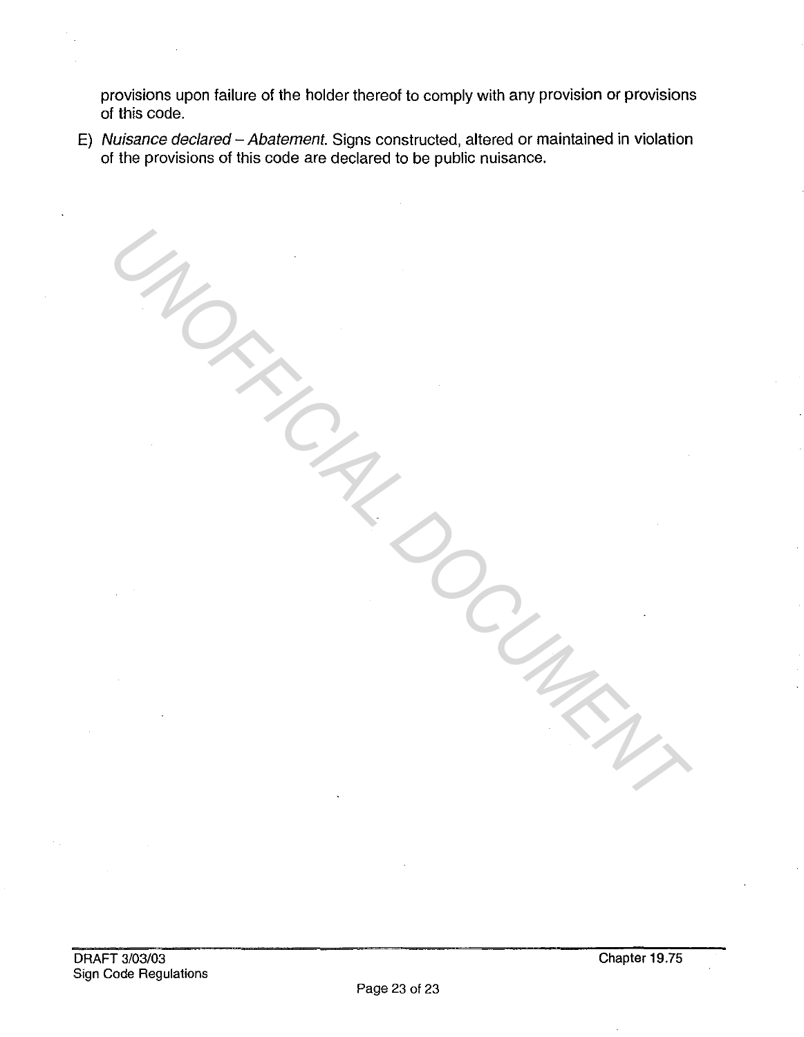provisions upon failure of the holder thereof to comply with any provision or provisions of this code.

E) *Nuisance declared – Abatement.* Signs constructed, altered or maintained in violation of the provisions of this code are declared to be public nuisance.